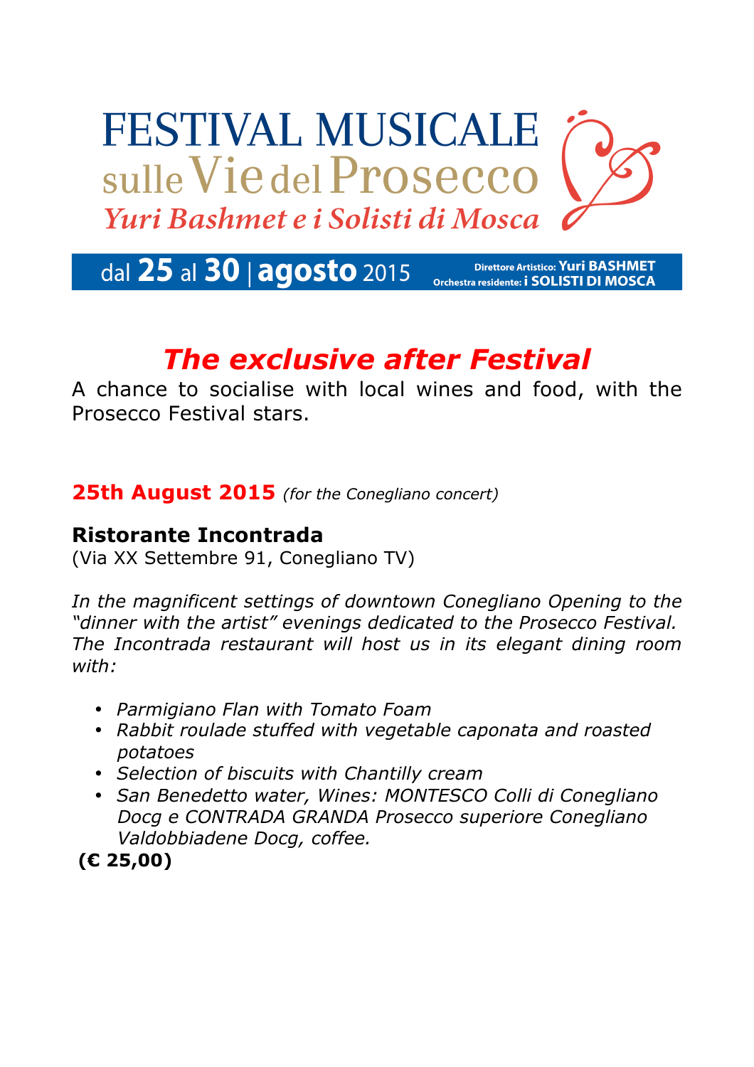# FESTIVAL MUSICALE sulle Vie del Prosecco

*Yuri Bashmet e i Solisti di Mosca*

dal **25** al **30** | **agosto** 2015 — Direttore Artistico: **Yuri BASHMET** — Orchestra residente: **i SOLISTI DI MOSCA**

## *The exclusive after Festival*

A chance to socialise with local wines and food, with the Prosecco Festival stars.

**25th August 2015** *(for the Conegliano concert)*

### Ristorante Incontrada

(Via XX Settembre 91, Conegliano TV)

*In the magnificent settings of downtown Conegliano Opening to the "dinner with the artist" evenings dedicated to the Prosecco Festival. The Incontrada restaurant will host us in its elegant dining room with:*

- *Parmigiano Flan with Tomato Foam*
- *Rabbit roulade stuffed with vegetable caponata and roasted potatoes*
- *Selection of biscuits with Chantilly cream*
- *San Benedetto water, Wines: MONTESCO Colli di Conegliano Docg e CONTRADA GRANDA Prosecco superiore Conegliano Valdobbiadene Docg, coffee.*

**(€ 25,00)**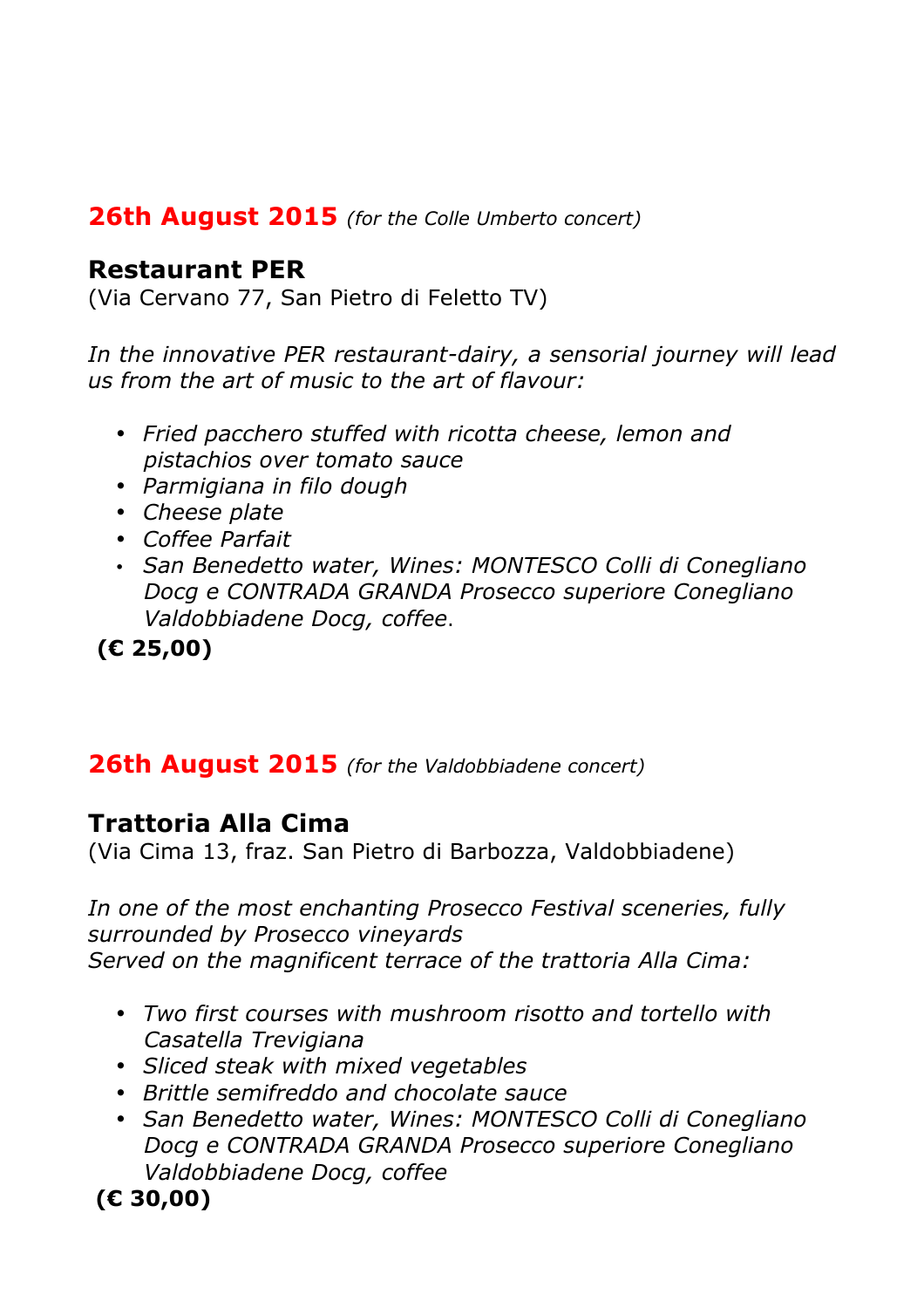## 26th August 2015 *(for the Colle Umberto concert)*

### Restaurant PER
(Via Cervano 77, San Pietro di Feletto TV)

*In the innovative PER restaurant-dairy, a sensorial journey will lead us from the art of music to the art of flavour:*

- *Fried pacchero stuffed with ricotta cheese, lemon and pistachios over tomato sauce*
- *Parmigiana in filo dough*
- *Cheese plate*
- *Coffee Parfait*
- *San Benedetto water, Wines: MONTESCO Colli di Conegliano Docg e CONTRADA GRANDA Prosecco superiore Conegliano Valdobbiadene Docg, coffee*.

**(€ 25,00)**

## 26th August 2015 *(for the Valdobbiadene concert)*

### Trattoria Alla Cima
(Via Cima 13, fraz. San Pietro di Barbozza, Valdobbiadene)

*In one of the most enchanting Prosecco Festival sceneries, fully surrounded by Prosecco vineyards*
*Served on the magnificent terrace of the trattoria Alla Cima:*

- *Two first courses with mushroom risotto and tortello with Casatella Trevigiana*
- *Sliced steak with mixed vegetables*
- *Brittle semifreddo and chocolate sauce*
- *San Benedetto water, Wines: MONTESCO Colli di Conegliano Docg e CONTRADA GRANDA Prosecco superiore Conegliano Valdobbiadene Docg, coffee*

**(€ 30,00)**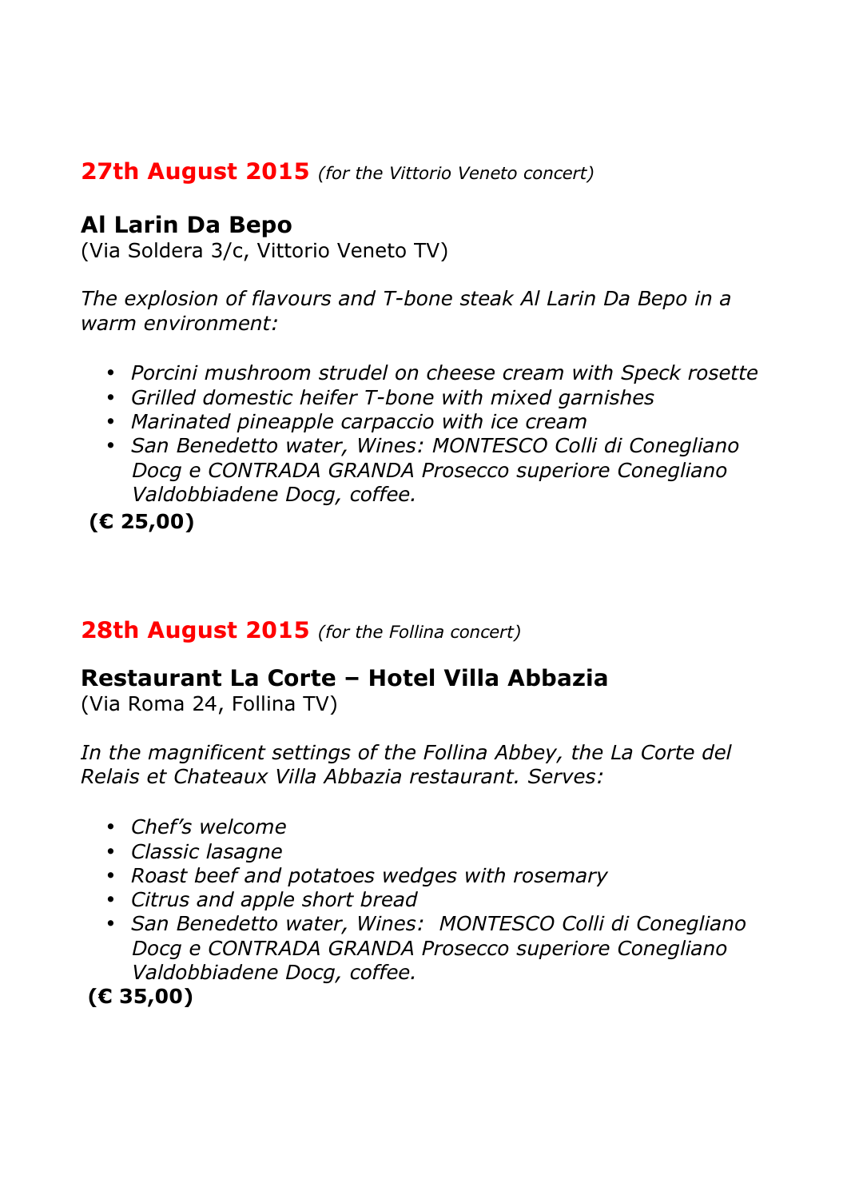## 27th August 2015 *(for the Vittorio Veneto concert)*

### Al Larin Da Bepo

(Via Soldera 3/c, Vittorio Veneto TV)

*The explosion of flavours and T-bone steak Al Larin Da Bepo in a warm environment:*

- *Porcini mushroom strudel on cheese cream with Speck rosette*
- *Grilled domestic heifer T-bone with mixed garnishes*
- *Marinated pineapple carpaccio with ice cream*
- *San Benedetto water, Wines: MONTESCO Colli di Conegliano Docg e CONTRADA GRANDA Prosecco superiore Conegliano Valdobbiadene Docg, coffee.*

**(€ 25,00)**

## 28th August 2015 *(for the Follina concert)*

### Restaurant La Corte – Hotel Villa Abbazia

(Via Roma 24, Follina TV)

*In the magnificent settings of the Follina Abbey, the La Corte del Relais et Chateaux Villa Abbazia restaurant. Serves:*

- *Chef's welcome*
- *Classic lasagne*
- *Roast beef and potatoes wedges with rosemary*
- *Citrus and apple short bread*
- *San Benedetto water, Wines: MONTESCO Colli di Conegliano Docg e CONTRADA GRANDA Prosecco superiore Conegliano Valdobbiadene Docg, coffee.*

**(€ 35,00)**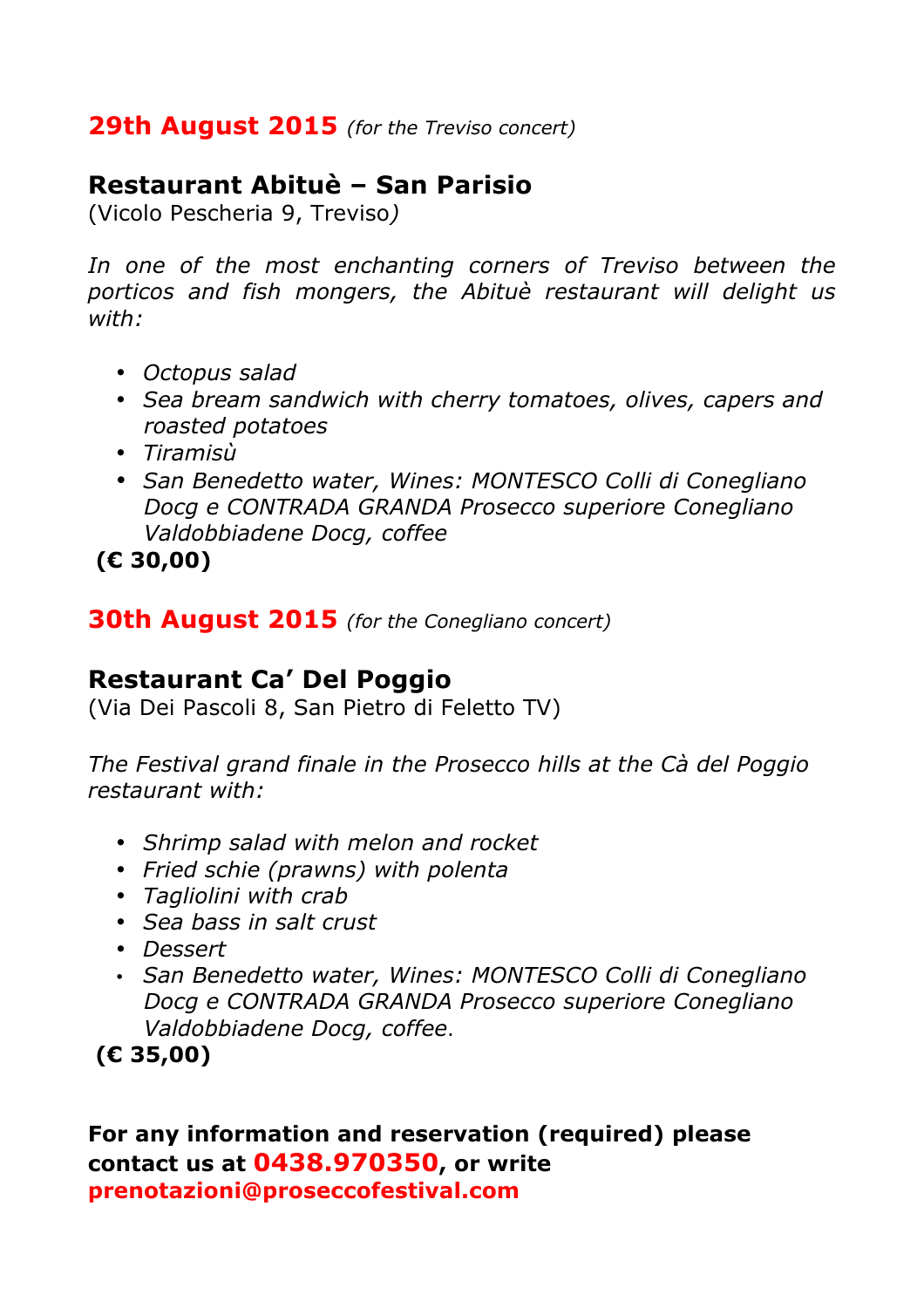**29th August 2015** *(for the Treviso concert)*

## Restaurant Abituè – San Parisio

(Vicolo Pescheria 9, Treviso*)*

*In one of the most enchanting corners of Treviso between the porticos and fish mongers, the Abituè restaurant will delight us with:*

- *Octopus salad*
- *Sea bream sandwich with cherry tomatoes, olives, capers and roasted potatoes*
- *Tiramisù*
- *San Benedetto water, Wines: MONTESCO Colli di Conegliano Docg e CONTRADA GRANDA Prosecco superiore Conegliano Valdobbiadene Docg, coffee*

**(€ 30,00)**

**30th August 2015** *(for the Conegliano concert)*

## Restaurant Ca' Del Poggio

(Via Dei Pascoli 8, San Pietro di Feletto TV)

*The Festival grand finale in the Prosecco hills at the Cà del Poggio restaurant with:*

- *Shrimp salad with melon and rocket*
- *Fried schie (prawns) with polenta*
- *Tagliolini with crab*
- *Sea bass in salt crust*
- *Dessert*
- *San Benedetto water, Wines: MONTESCO Colli di Conegliano Docg e CONTRADA GRANDA Prosecco superiore Conegliano Valdobbiadene Docg, coffee.*

**(€ 35,00)**

**For any information and reservation (required) please contact us at 0438.970350, or write prenotazioni@proseccofestival.com**